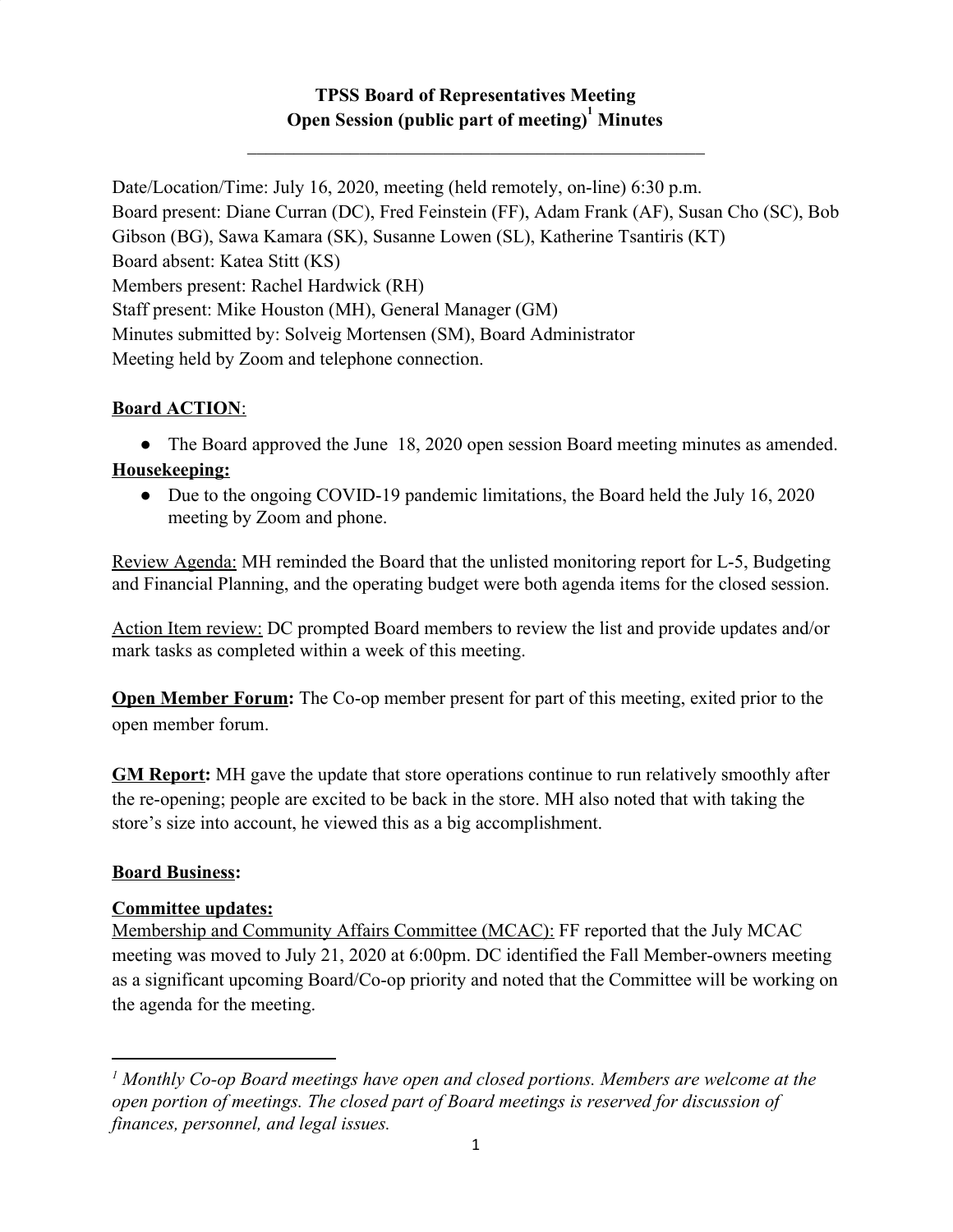**TPSS Board of Representatives Meeting**
**Open Session (public part of meeting)[1] Minutes**

---

Date/Location/Time: July 16, 2020, meeting (held remotely, on-line) 6:30 p.m.
Board present: Diane Curran (DC), Fred Feinstein (FF), Adam Frank (AF), Susan Cho (SC), Bob Gibson (BG), Sawa Kamara (SK), Susanne Lowen (SL), Katherine Tsantiris (KT)
Board absent: Katea Stitt (KS)
Members present: Rachel Hardwick (RH)
Staff present: Mike Houston (MH), General Manager (GM)
Minutes submitted by: Solveig Mortensen (SM), Board Administrator
Meeting held by Zoom and telephone connection.

**Board ACTION**:

- The Board approved the June 18, 2020 open session Board meeting minutes as amended.

**Housekeeping:**

- Due to the ongoing COVID-19 pandemic limitations, the Board held the July 16, 2020 meeting by Zoom and phone.

Review Agenda: MH reminded the Board that the unlisted monitoring report for L-5, Budgeting and Financial Planning, and the operating budget were both agenda items for the closed session.

Action Item review: DC prompted Board members to review the list and provide updates and/or mark tasks as completed within a week of this meeting.

**Open Member Forum:** The Co-op member present for part of this meeting, exited prior to the open member forum.

**GM Report:** MH gave the update that store operations continue to run relatively smoothly after the re-opening; people are excited to be back in the store. MH also noted that with taking the store's size into account, he viewed this as a big accomplishment.

**Board Business:**

**Committee updates:**
Membership and Community Affairs Committee (MCAC): FF reported that the July MCAC meeting was moved to July 21, 2020 at 6:00pm. DC identified the Fall Member-owners meeting as a significant upcoming Board/Co-op priority and noted that the Committee will be working on the agenda for the meeting.

---

[1] *Monthly Co-op Board meetings have open and closed portions. Members are welcome at the open portion of meetings. The closed part of Board meetings is reserved for discussion of finances, personnel, and legal issues.*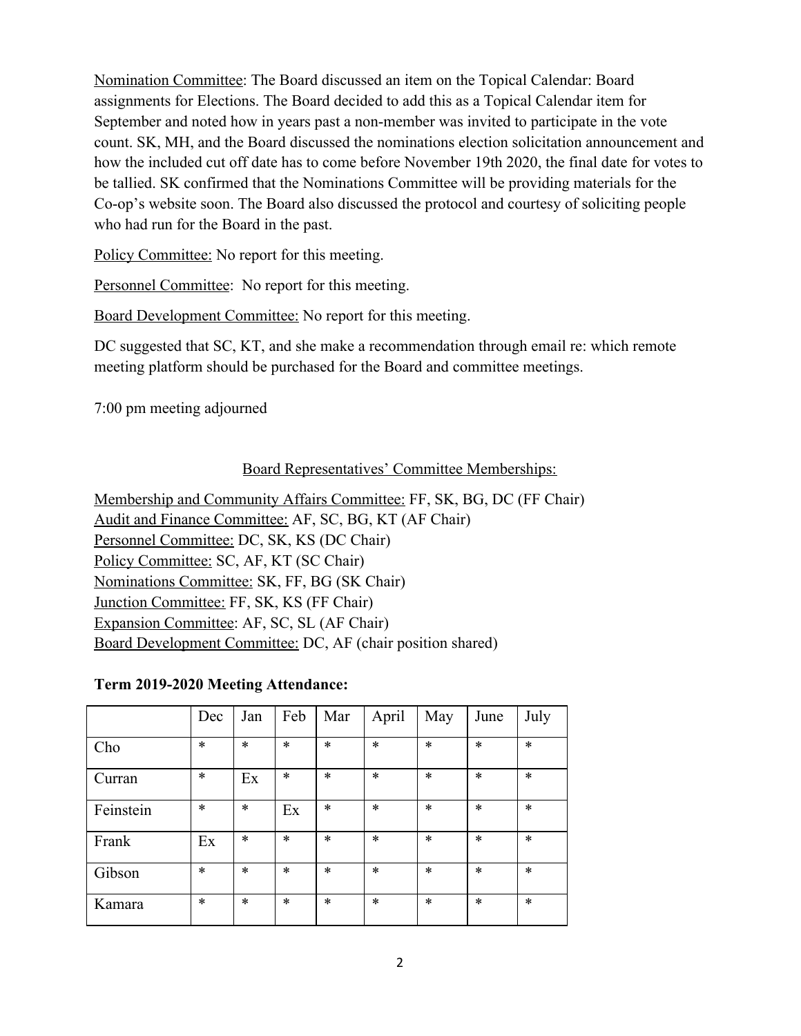Nomination Committee: The Board discussed an item on the Topical Calendar: Board assignments for Elections. The Board decided to add this as a Topical Calendar item for September and noted how in years past a non-member was invited to participate in the vote count. SK, MH, and the Board discussed the nominations election solicitation announcement and how the included cut off date has to come before November 19th 2020, the final date for votes to be tallied. SK confirmed that the Nominations Committee will be providing materials for the Co-op's website soon. The Board also discussed the protocol and courtesy of soliciting people who had run for the Board in the past.

Policy Committee: No report for this meeting.

Personnel Committee: No report for this meeting.

Board Development Committee: No report for this meeting.

DC suggested that SC, KT, and she make a recommendation through email re: which remote meeting platform should be purchased for the Board and committee meetings.

7:00 pm meeting adjourned

Board Representatives' Committee Memberships:

Membership and Community Affairs Committee: FF, SK, BG, DC (FF Chair)
Audit and Finance Committee: AF, SC, BG, KT (AF Chair)
Personnel Committee: DC, SK, KS (DC Chair)
Policy Committee: SC, AF, KT (SC Chair)
Nominations Committee: SK, FF, BG (SK Chair)
Junction Committee: FF, SK, KS (FF Chair)
Expansion Committee: AF, SC, SL (AF Chair)
Board Development Committee: DC, AF (chair position shared)

**Term 2019-2020 Meeting Attendance:**

| | Dec | Jan | Feb | Mar | April | May | June | July |
|---|---|---|---|---|---|---|---|---|
| Cho | * | * | * | * | * | * | * | * |
| Curran | * | Ex | * | * | * | * | * | * |
| Feinstein | * | * | Ex | * | * | * | * | * |
| Frank | Ex | * | * | * | * | * | * | * |
| Gibson | * | * | * | * | * | * | * | * |
| Kamara | * | * | * | * | * | * | * | * |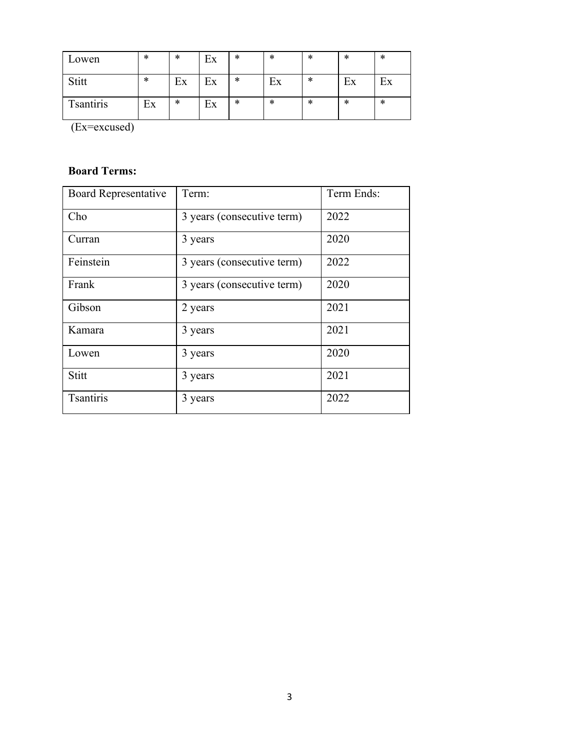| | | | | | | | | |
|---|---|---|---|---|---|---|---|---|
| Lowen | * | * | Ex | * | * | * | * | * |
| Stitt | * | Ex | Ex | * | Ex | * | Ex | Ex |
| Tsantiris | Ex | * | Ex | * | * | * | * | * |

(Ex=excused)

**Board Terms:**

| Board Representative | Term: | Term Ends: |
|---|---|---|
| Cho | 3 years (consecutive term) | 2022 |
| Curran | 3 years | 2020 |
| Feinstein | 3 years (consecutive term) | 2022 |
| Frank | 3 years (consecutive term) | 2020 |
| Gibson | 2 years | 2021 |
| Kamara | 3 years | 2021 |
| Lowen | 3 years | 2020 |
| Stitt | 3 years | 2021 |
| Tsantiris | 3 years | 2022 |